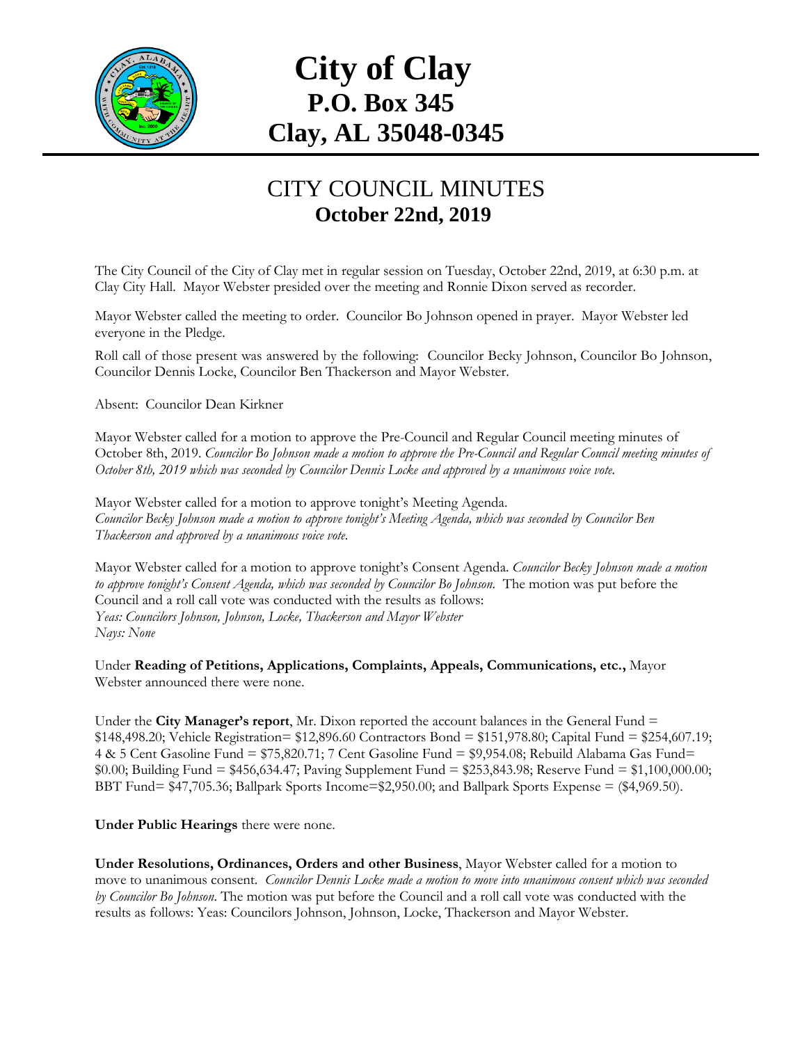# City of Clay
## P.O. Box 345
## Clay, AL 35048-0345

## CITY COUNCIL MINUTES
### October 22nd, 2019

The City Council of the City of Clay met in regular session on Tuesday, October 22nd, 2019, at 6:30 p.m. at Clay City Hall. Mayor Webster presided over the meeting and Ronnie Dixon served as recorder.

Mayor Webster called the meeting to order. Councilor Bo Johnson opened in prayer. Mayor Webster led everyone in the Pledge.

Roll call of those present was answered by the following: Councilor Becky Johnson, Councilor Bo Johnson, Councilor Dennis Locke, Councilor Ben Thackerson and Mayor Webster.

Absent: Councilor Dean Kirkner

Mayor Webster called for a motion to approve the Pre-Council and Regular Council meeting minutes of October 8th, 2019. *Councilor Bo Johnson made a motion to approve the Pre-Council and Regular Council meeting minutes of October 8th, 2019 which was seconded by Councilor Dennis Locke and approved by a unanimous voice vote.*

Mayor Webster called for a motion to approve tonight's Meeting Agenda.
*Councilor Becky Johnson made a motion to approve tonight's Meeting Agenda, which was seconded by Councilor Ben Thackerson and approved by a unanimous voice vote.*

Mayor Webster called for a motion to approve tonight's Consent Agenda. *Councilor Becky Johnson made a motion to approve tonight's Consent Agenda, which was seconded by Councilor Bo Johnson.* The motion was put before the Council and a roll call vote was conducted with the results as follows:
*Yeas: Councilors Johnson, Johnson, Locke, Thackerson and Mayor Webster*
*Nays: None*

Under **Reading of Petitions, Applications, Complaints, Appeals, Communications, etc.,** Mayor Webster announced there were none.

Under the **City Manager's report**, Mr. Dixon reported the account balances in the General Fund = $148,498.20; Vehicle Registration= $12,896.60 Contractors Bond = $151,978.80; Capital Fund = $254,607.19; 4 & 5 Cent Gasoline Fund = $75,820.71; 7 Cent Gasoline Fund = $9,954.08; Rebuild Alabama Gas Fund= $0.00; Building Fund = $456,634.47; Paving Supplement Fund = $253,843.98; Reserve Fund = $1,100,000.00; BBT Fund= $47,705.36; Ballpark Sports Income=$2,950.00; and Ballpark Sports Expense = ($4,969.50).

**Under Public Hearings** there were none.

**Under Resolutions, Ordinances, Orders and other Business**, Mayor Webster called for a motion to move to unanimous consent. *Councilor Dennis Locke made a motion to move into unanimous consent which was seconded by Councilor Bo Johnson.* The motion was put before the Council and a roll call vote was conducted with the results as follows: Yeas: Councilors Johnson, Johnson, Locke, Thackerson and Mayor Webster.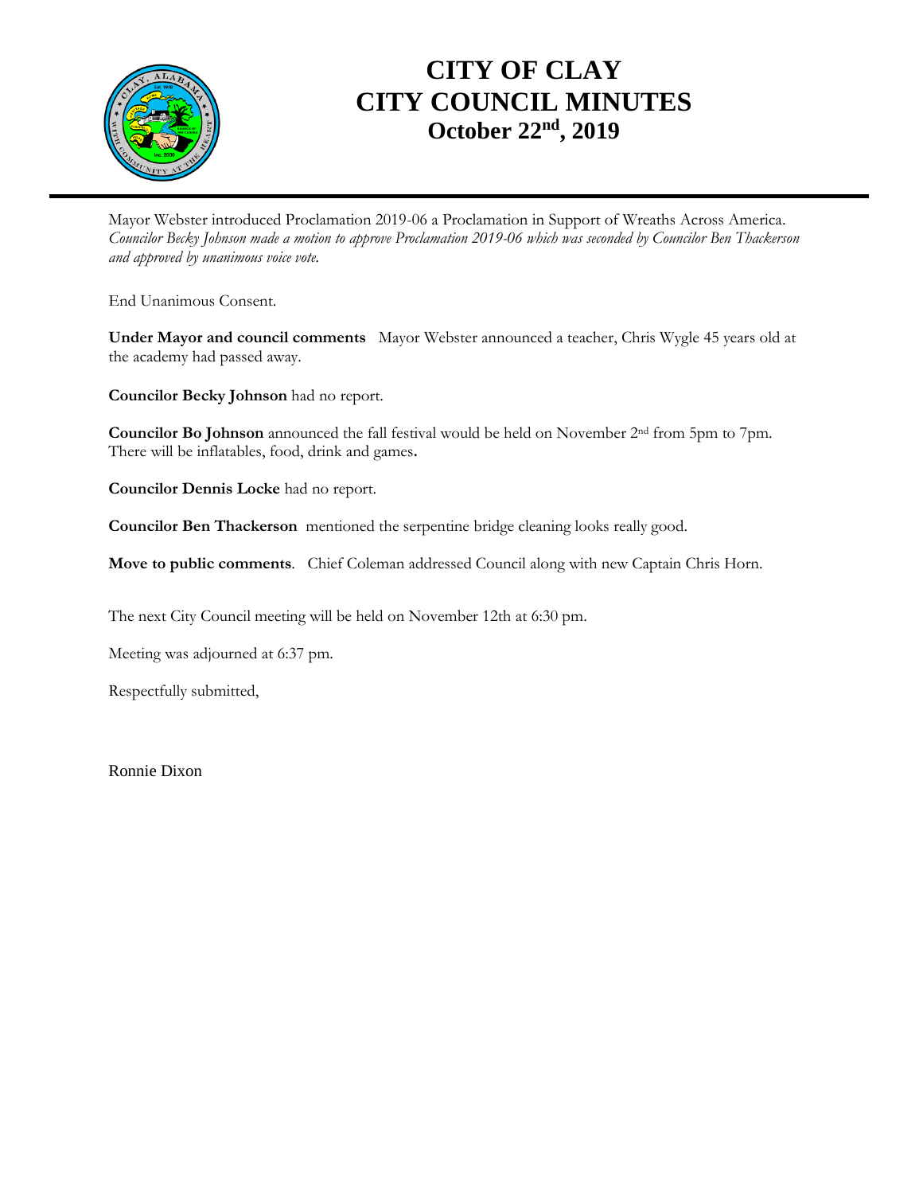# CITY OF CLAY
# CITY COUNCIL MINUTES
## October 22nd, 2019

Mayor Webster introduced Proclamation 2019-06 a Proclamation in Support of Wreaths Across America. *Councilor Becky Johnson made a motion to approve Proclamation 2019-06 which was seconded by Councilor Ben Thackerson and approved by unanimous voice vote.*

End Unanimous Consent.

**Under Mayor and council comments** Mayor Webster announced a teacher, Chris Wygle 45 years old at the academy had passed away.

**Councilor Becky Johnson** had no report.

**Councilor Bo Johnson** announced the fall festival would be held on November 2nd from 5pm to 7pm. There will be inflatables, food, drink and games**.**

**Councilor Dennis Locke** had no report.

**Councilor Ben Thackerson** mentioned the serpentine bridge cleaning looks really good.

**Move to public comments**. Chief Coleman addressed Council along with new Captain Chris Horn.

The next City Council meeting will be held on November 12th at 6:30 pm.

Meeting was adjourned at 6:37 pm.

Respectfully submitted,

Ronnie Dixon